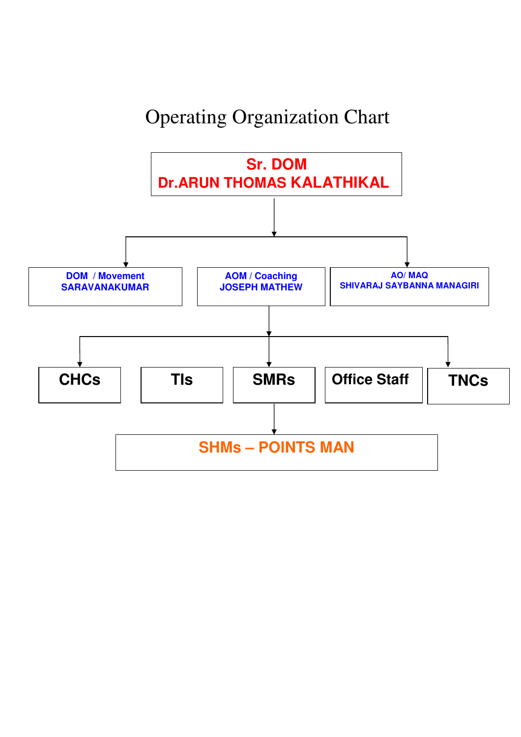# Operating Organization Chart

**Sr. DOM**
**Dr.ARUN THOMAS KALATHIKAL**

- **DOM / Movement**
  **SARAVANAKUMAR**
- **AOM / Coaching**
  **JOSEPH MATHEW**
  - **CHCs**
  - **TIs**
  - **SMRs**
    - **SHMs – POINTS MAN**
  - **Office Staff**
  - **TNCs**
- **AO/ MAQ**
  **SHIVARAJ SAYBANNA MANAGIRI**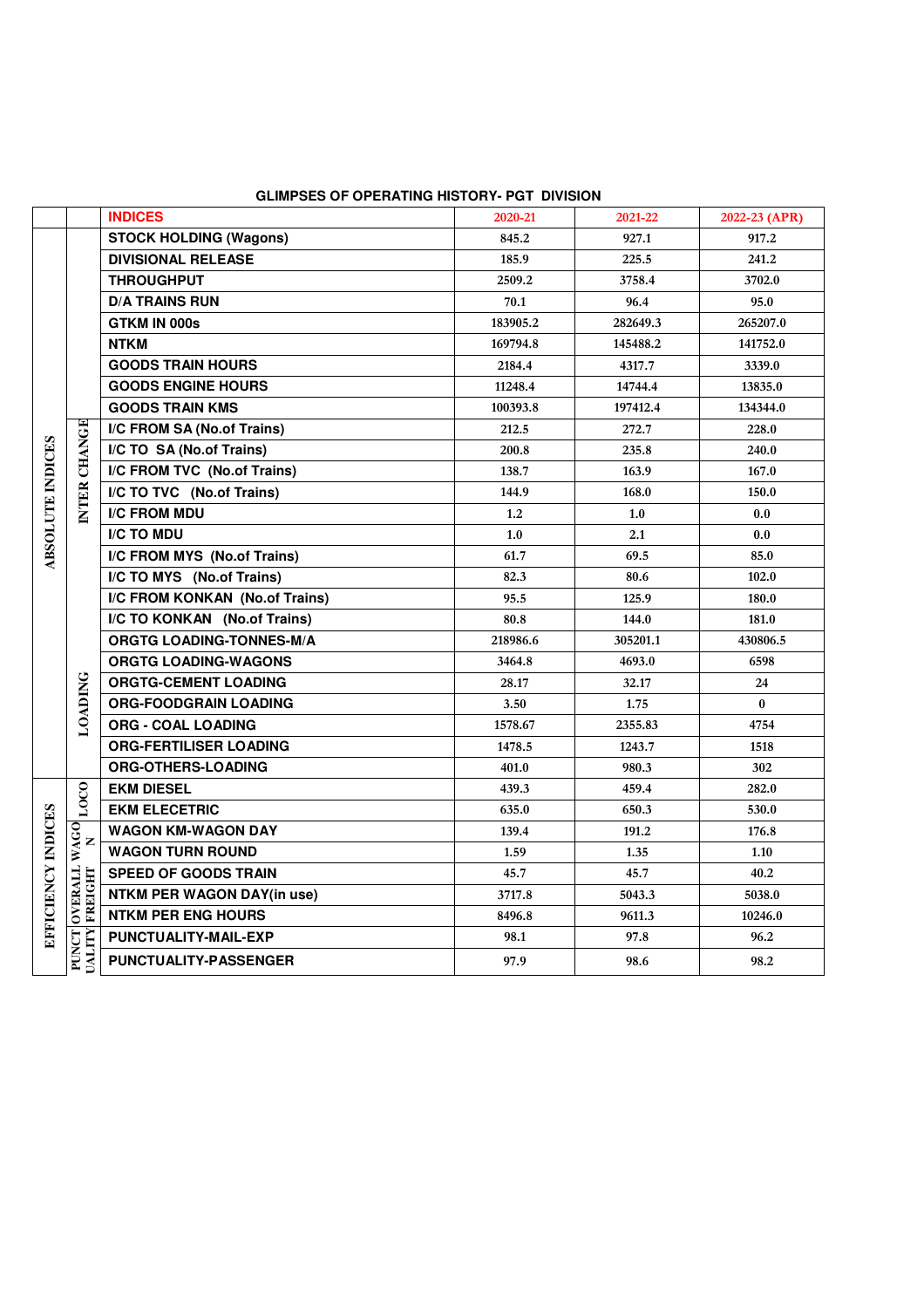## GLIMPSES OF OPERATING HISTORY- PGT DIVISION

| | | INDICES | 2020-21 | 2021-22 | 2022-23 (APR) |
|---|---|---|---|---|---|
| ABSOLUTE INDICES | | STOCK HOLDING (Wagons) | 845.2 | 927.1 | 917.2 |
| | | DIVISIONAL RELEASE | 185.9 | 225.5 | 241.2 |
| | | THROUGHPUT | 2509.2 | 3758.4 | 3702.0 |
| | | D/A TRAINS RUN | 70.1 | 96.4 | 95.0 |
| | | GTKM IN 000s | 183905.2 | 282649.3 | 265207.0 |
| | | NTKM | 169794.8 | 145488.2 | 141752.0 |
| | | GOODS TRAIN HOURS | 2184.4 | 4317.7 | 3339.0 |
| | | GOODS ENGINE HOURS | 11248.4 | 14744.4 | 13835.0 |
| | | GOODS TRAIN KMS | 100393.8 | 197412.4 | 134344.0 |
| | INTER CHANGE | I/C FROM SA (No.of Trains) | 212.5 | 272.7 | 228.0 |
| | | I/C TO SA (No.of Trains) | 200.8 | 235.8 | 240.0 |
| | | I/C FROM TVC (No.of Trains) | 138.7 | 163.9 | 167.0 |
| | | I/C TO TVC (No.of Trains) | 144.9 | 168.0 | 150.0 |
| | | I/C FROM MDU | 1.2 | 1.0 | 0.0 |
| | | I/C TO MDU | 1.0 | 2.1 | 0.0 |
| | | I/C FROM MYS (No.of Trains) | 61.7 | 69.5 | 85.0 |
| | | I/C TO MYS (No.of Trains) | 82.3 | 80.6 | 102.0 |
| | | I/C FROM KONKAN (No.of Trains) | 95.5 | 125.9 | 180.0 |
| | | I/C TO KONKAN (No.of Trains) | 80.8 | 144.0 | 181.0 |
| | LOADING | ORGTG LOADING-TONNES-M/A | 218986.6 | 305201.1 | 430806.5 |
| | | ORGTG LOADING-WAGONS | 3464.8 | 4693.0 | 6598 |
| | | ORGTG-CEMENT LOADING | 28.17 | 32.17 | 24 |
| | | ORG-FOODGRAIN LOADING | 3.50 | 1.75 | 0 |
| | | ORG - COAL LOADING | 1578.67 | 2355.83 | 4754 |
| | | ORG-FERTILISER LOADING | 1478.5 | 1243.7 | 1518 |
| | | ORG-OTHERS-LOADING | 401.0 | 980.3 | 302 |
| EFFICIENCY INDICES | LOCO | EKM DIESEL | 439.3 | 459.4 | 282.0 |
| | | EKM ELECETRIC | 635.0 | 650.3 | 530.0 |
| | WAGON | WAGON KM-WAGON DAY | 139.4 | 191.2 | 176.8 |
| | | WAGON TURN ROUND | 1.59 | 1.35 | 1.10 |
| | OVERALL FREIGHT | SPEED OF GOODS TRAIN | 45.7 | 45.7 | 40.2 |
| | | NTKM PER WAGON DAY(in use) | 3717.8 | 5043.3 | 5038.0 |
| | | NTKM PER ENG HOURS | 8496.8 | 9611.3 | 10246.0 |
| | PUNCTUALITY | PUNCTUALITY-MAIL-EXP | 98.1 | 97.8 | 96.2 |
| | | PUNCTUALITY-PASSENGER | 97.9 | 98.6 | 98.2 |